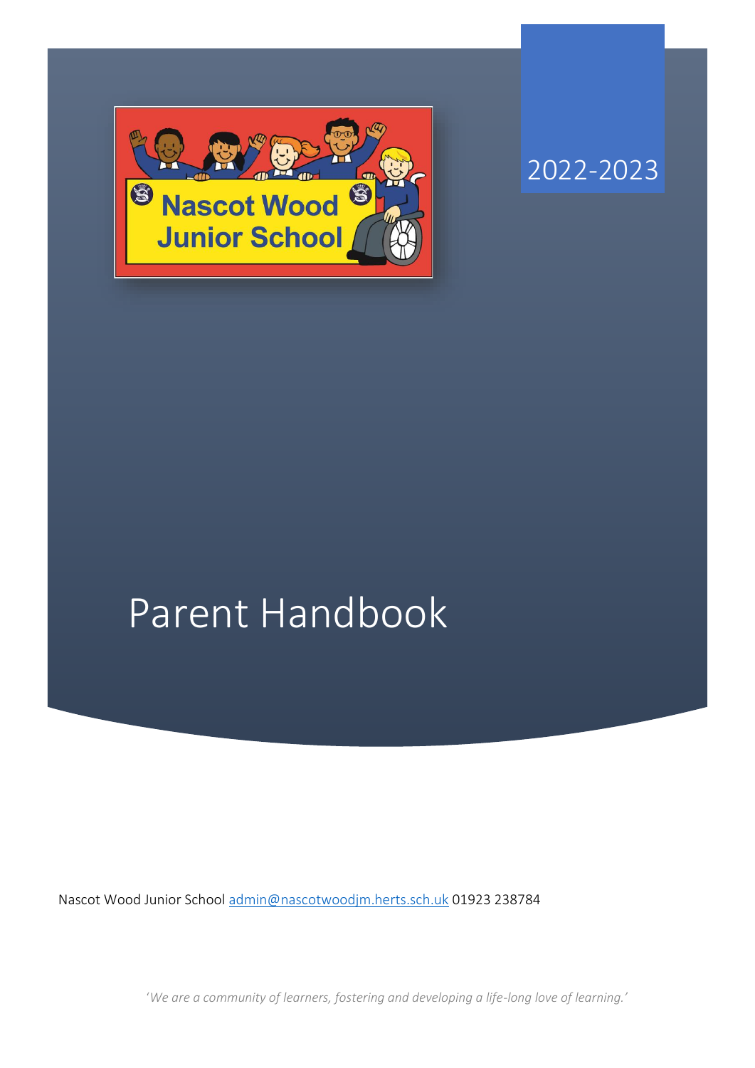2022-2023

Nascot Wood Junior School

# Parent Handbook

Nascot Wood Junior School admin@nascotwoodjm.herts.sch.uk 01923 238784

*'We are a community of learners, fostering and developing a life-long love of learning.'*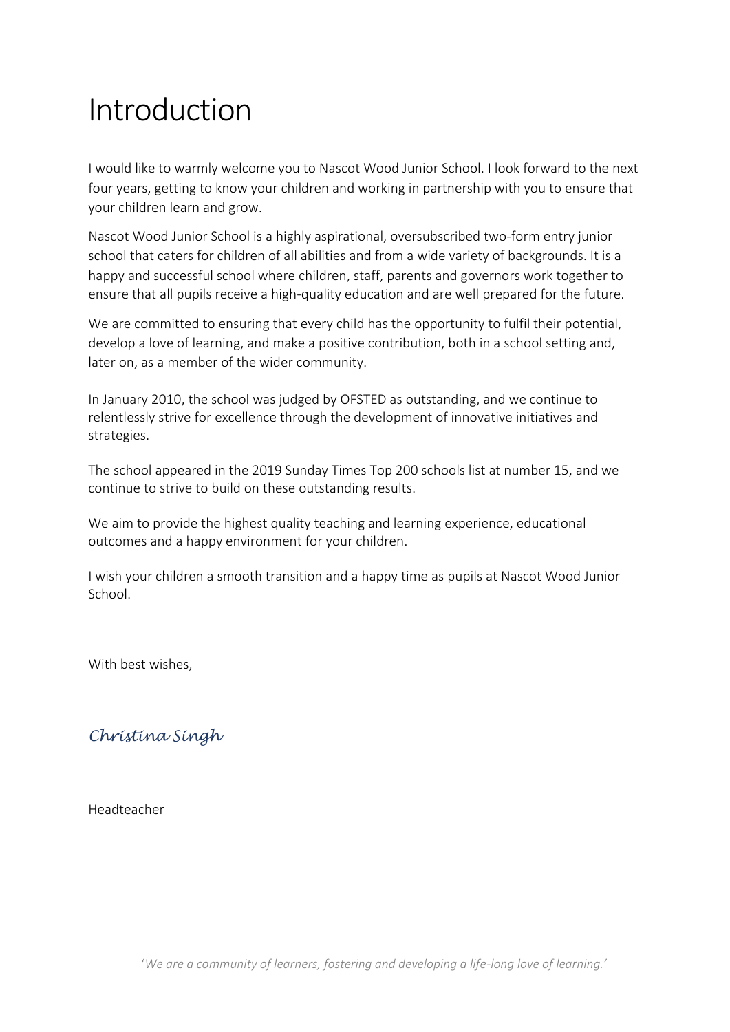# Introduction

I would like to warmly welcome you to Nascot Wood Junior School. I look forward to the next four years, getting to know your children and working in partnership with you to ensure that your children learn and grow.

Nascot Wood Junior School is a highly aspirational, oversubscribed two-form entry junior school that caters for children of all abilities and from a wide variety of backgrounds. It is a happy and successful school where children, staff, parents and governors work together to ensure that all pupils receive a high-quality education and are well prepared for the future.

We are committed to ensuring that every child has the opportunity to fulfil their potential, develop a love of learning, and make a positive contribution, both in a school setting and, later on, as a member of the wider community.

In January 2010, the school was judged by OFSTED as outstanding, and we continue to relentlessly strive for excellence through the development of innovative initiatives and strategies.

The school appeared in the 2019 Sunday Times Top 200 schools list at number 15, and we continue to strive to build on these outstanding results.

We aim to provide the highest quality teaching and learning experience, educational outcomes and a happy environment for your children.

I wish your children a smooth transition and a happy time as pupils at Nascot Wood Junior School.

With best wishes,

*Christina Singh*

Headteacher

*'We are a community of learners, fostering and developing a life-long love of learning.'*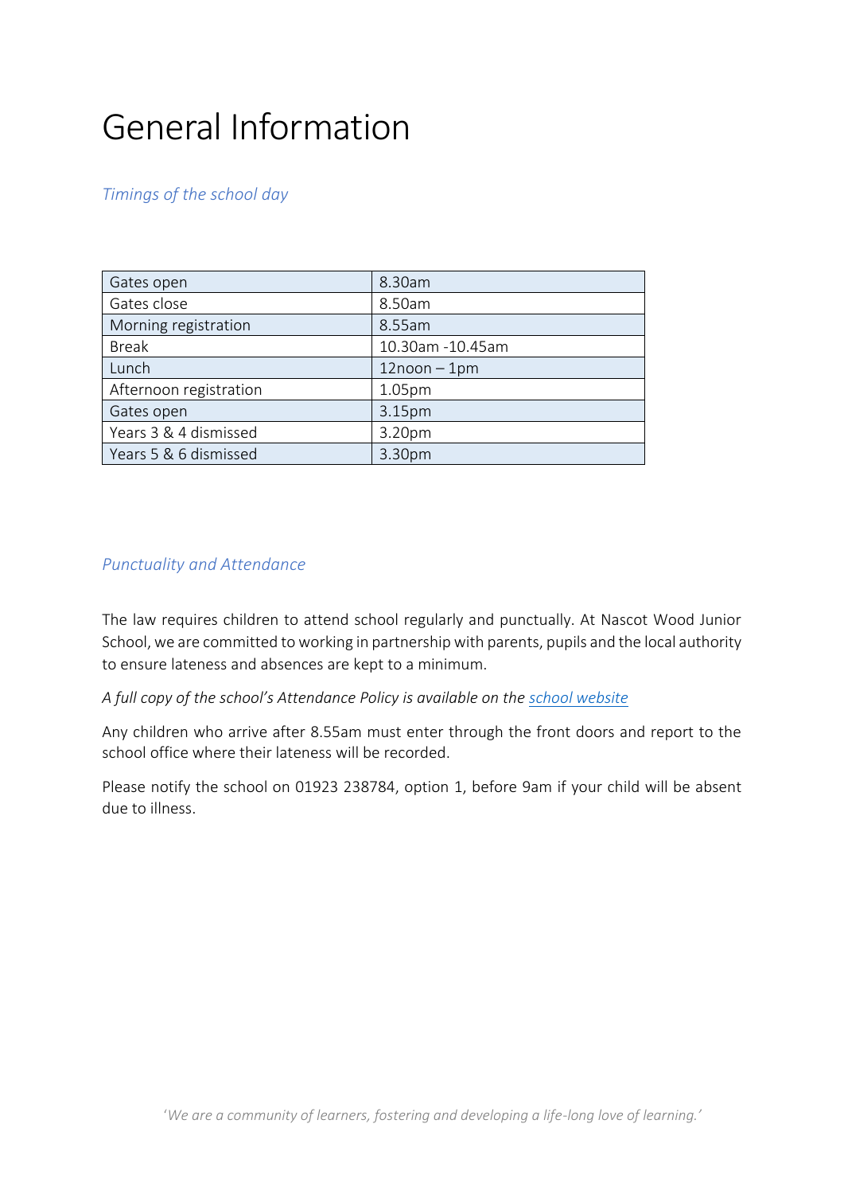# General Information

*Timings of the school day*

| Gates open | 8.30am |
| --- | --- |
| Gates close | 8.50am |
| Morning registration | 8.55am |
| Break | 10.30am -10.45am |
| Lunch | 12noon – 1pm |
| Afternoon registration | 1.05pm |
| Gates open | 3.15pm |
| Years 3 & 4 dismissed | 3.20pm |
| Years 5 & 6 dismissed | 3.30pm |

*Punctuality and Attendance*

The law requires children to attend school regularly and punctually. At Nascot Wood Junior School, we are committed to working in partnership with parents, pupils and the local authority to ensure lateness and absences are kept to a minimum.

*A full copy of the school's Attendance Policy is available on the school website*

Any children who arrive after 8.55am must enter through the front doors and report to the school office where their lateness will be recorded.

Please notify the school on 01923 238784, option 1, before 9am if your child will be absent due to illness.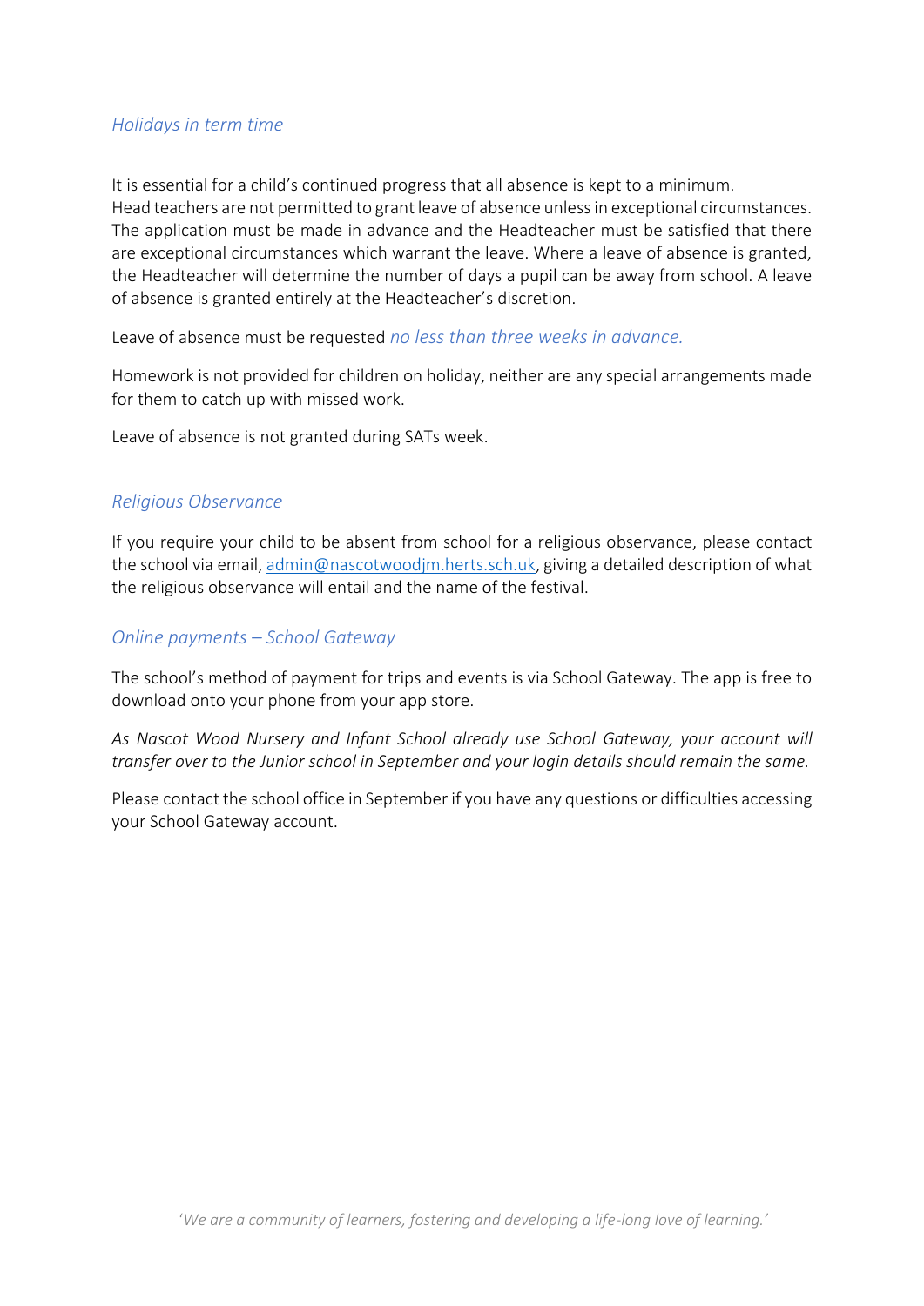## *Holidays in term time*

It is essential for a child's continued progress that all absence is kept to a minimum.
Head teachers are not permitted to grant leave of absence unless in exceptional circumstances. The application must be made in advance and the Headteacher must be satisfied that there are exceptional circumstances which warrant the leave. Where a leave of absence is granted, the Headteacher will determine the number of days a pupil can be away from school. A leave of absence is granted entirely at the Headteacher's discretion.

Leave of absence must be requested *no less than three weeks in advance.*

Homework is not provided for children on holiday, neither are any special arrangements made for them to catch up with missed work.

Leave of absence is not granted during SATs week.

## *Religious Observance*

If you require your child to be absent from school for a religious observance, please contact the school via email, admin@nascotwoodjm.herts.sch.uk, giving a detailed description of what the religious observance will entail and the name of the festival.

## *Online payments – School Gateway*

The school's method of payment for trips and events is via School Gateway. The app is free to download onto your phone from your app store.

*As Nascot Wood Nursery and Infant School already use School Gateway, your account will transfer over to the Junior school in September and your login details should remain the same.*

Please contact the school office in September if you have any questions or difficulties accessing your School Gateway account.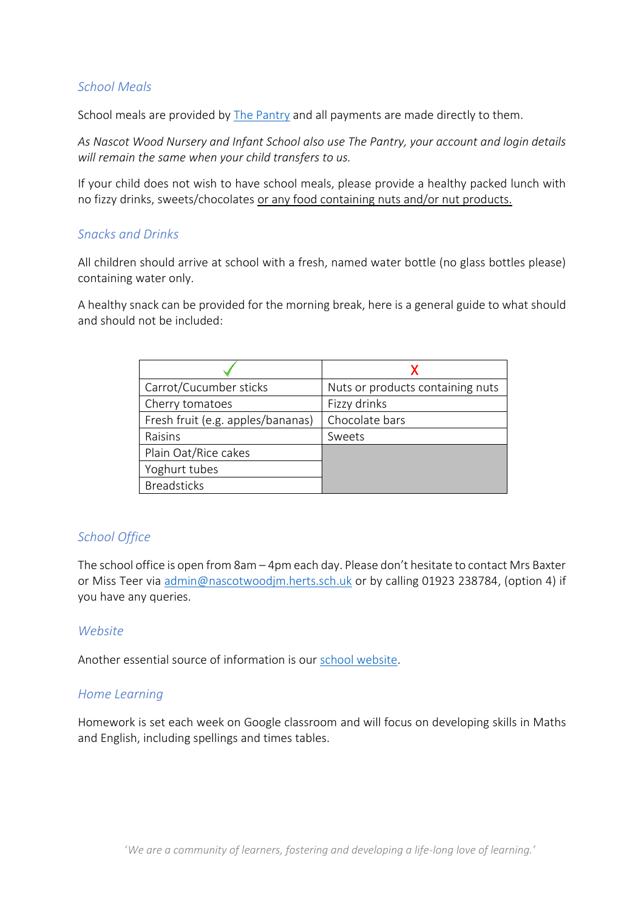## *School Meals*

School meals are provided by The Pantry and all payments are made directly to them.

*As Nascot Wood Nursery and Infant School also use The Pantry, your account and login details will remain the same when your child transfers to us.*

If your child does not wish to have school meals, please provide a healthy packed lunch with no fizzy drinks, sweets/chocolates or any food containing nuts and/or nut products.

## *Snacks and Drinks*

All children should arrive at school with a fresh, named water bottle (no glass bottles please) containing water only.

A healthy snack can be provided for the morning break, here is a general guide to what should and should not be included:

| ✓ | X |
|---|---|
| Carrot/Cucumber sticks | Nuts or products containing nuts |
| Cherry tomatoes | Fizzy drinks |
| Fresh fruit (e.g. apples/bananas) | Chocolate bars |
| Raisins | Sweets |
| Plain Oat/Rice cakes | |
| Yoghurt tubes | |
| Breadsticks | |

## *School Office*

The school office is open from 8am – 4pm each day. Please don't hesitate to contact Mrs Baxter or Miss Teer via admin@nascotwoodjm.herts.sch.uk or by calling 01923 238784, (option 4) if you have any queries.

## *Website*

Another essential source of information is our school website.

## *Home Learning*

Homework is set each week on Google classroom and will focus on developing skills in Maths and English, including spellings and times tables.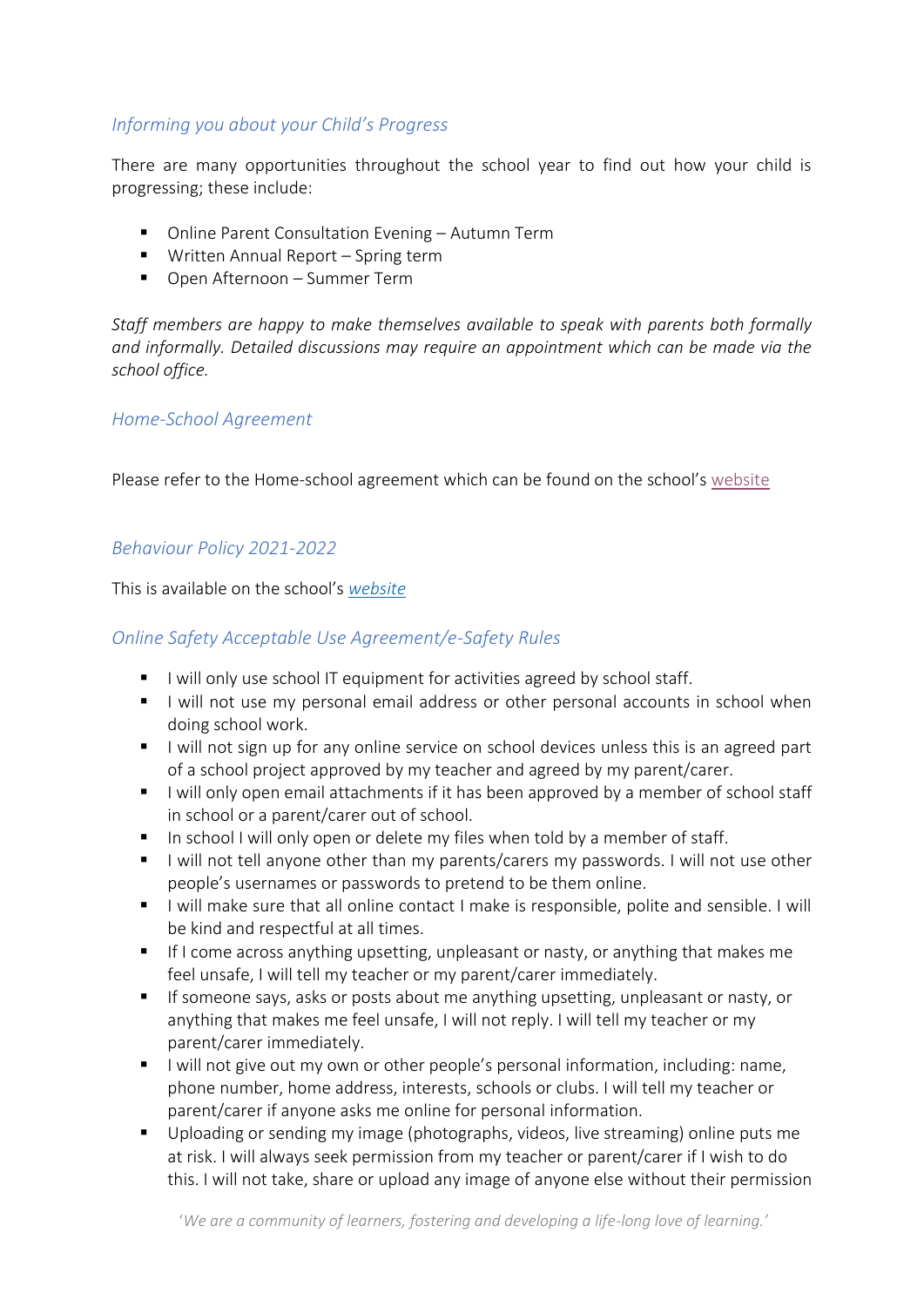## *Informing you about your Child's Progress*

There are many opportunities throughout the school year to find out how your child is progressing; these include:

- Online Parent Consultation Evening – Autumn Term
- Written Annual Report – Spring term
- Open Afternoon – Summer Term

*Staff members are happy to make themselves available to speak with parents both formally and informally. Detailed discussions may require an appointment which can be made via the school office.*

## *Home-School Agreement*

Please refer to the Home-school agreement which can be found on the school's website

## *Behaviour Policy 2021-2022*

This is available on the school's *website*

## *Online Safety Acceptable Use Agreement/e-Safety Rules*

- I will only use school IT equipment for activities agreed by school staff.
- I will not use my personal email address or other personal accounts in school when doing school work.
- I will not sign up for any online service on school devices unless this is an agreed part of a school project approved by my teacher and agreed by my parent/carer.
- I will only open email attachments if it has been approved by a member of school staff in school or a parent/carer out of school.
- In school I will only open or delete my files when told by a member of staff.
- I will not tell anyone other than my parents/carers my passwords. I will not use other people's usernames or passwords to pretend to be them online.
- I will make sure that all online contact I make is responsible, polite and sensible. I will be kind and respectful at all times.
- If I come across anything upsetting, unpleasant or nasty, or anything that makes me feel unsafe, I will tell my teacher or my parent/carer immediately.
- If someone says, asks or posts about me anything upsetting, unpleasant or nasty, or anything that makes me feel unsafe, I will not reply. I will tell my teacher or my parent/carer immediately.
- I will not give out my own or other people's personal information, including: name, phone number, home address, interests, schools or clubs. I will tell my teacher or parent/carer if anyone asks me online for personal information.
- Uploading or sending my image (photographs, videos, live streaming) online puts me at risk. I will always seek permission from my teacher or parent/carer if I wish to do this. I will not take, share or upload any image of anyone else without their permission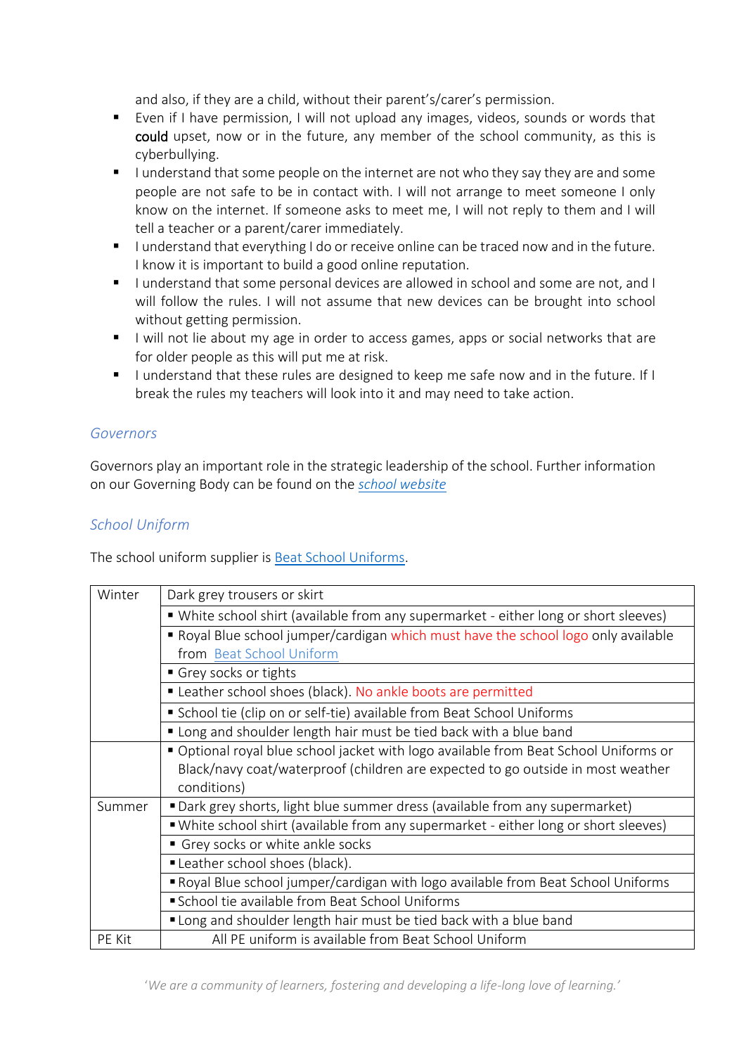and also, if they are a child, without their parent's/carer's permission.

- Even if I have permission, I will not upload any images, videos, sounds or words that could upset, now or in the future, any member of the school community, as this is cyberbullying.
- I understand that some people on the internet are not who they say they are and some people are not safe to be in contact with. I will not arrange to meet someone I only know on the internet. If someone asks to meet me, I will not reply to them and I will tell a teacher or a parent/carer immediately.
- I understand that everything I do or receive online can be traced now and in the future. I know it is important to build a good online reputation.
- I understand that some personal devices are allowed in school and some are not, and I will follow the rules. I will not assume that new devices can be brought into school without getting permission.
- I will not lie about my age in order to access games, apps or social networks that are for older people as this will put me at risk.
- I understand that these rules are designed to keep me safe now and in the future. If I break the rules my teachers will look into it and may need to take action.

### *Governors*

Governors play an important role in the strategic leadership of the school. Further information on our Governing Body can be found on the *school website*

### *School Uniform*

The school uniform supplier is Beat School Uniforms.

| | |
|---|---|
| Winter | Dark grey trousers or skirt |
| | ▪ White school shirt (available from any supermarket - either long or short sleeves) |
| | ▪ Royal Blue school jumper/cardigan which must have the school logo only available from Beat School Uniform |
| | ▪ Grey socks or tights |
| | ▪ Leather school shoes (black). No ankle boots are permitted |
| | ▪ School tie (clip on or self-tie) available from Beat School Uniforms |
| | ▪ Long and shoulder length hair must be tied back with a blue band |
| | ▪ Optional royal blue school jacket with logo available from Beat School Uniforms or Black/navy coat/waterproof (children are expected to go outside in most weather conditions) |
| Summer | ▪ Dark grey shorts, light blue summer dress (available from any supermarket) |
| | ▪ White school shirt (available from any supermarket - either long or short sleeves) |
| | ▪ Grey socks or white ankle socks |
| | ▪ Leather school shoes (black). |
| | ▪ Royal Blue school jumper/cardigan with logo available from Beat School Uniforms |
| | ▪ School tie available from Beat School Uniforms |
| | ▪ Long and shoulder length hair must be tied back with a blue band |
| PE Kit | All PE uniform is available from Beat School Uniform |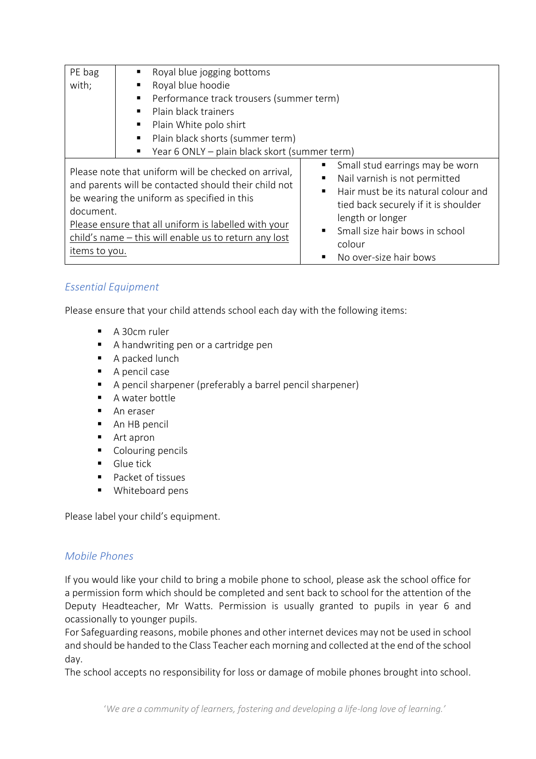| | |
|---|---|
| PE bag with; | ▪ Royal blue jogging bottoms<br>▪ Royal blue hoodie<br>▪ Performance track trousers (summer term)<br>▪ Plain black trainers<br>▪ Plain White polo shirt<br>▪ Plain black shorts (summer term)<br>▪ Year 6 ONLY – plain black skort (summer term) |

| | |
|---|---|
| Please note that uniform will be checked on arrival, and parents will be contacted should their child not be wearing the uniform as specified in this document.<br><u>Please ensure that all uniform is labelled with your child's name – this will enable us to return any lost items to you.</u> | ▪ Small stud earrings may be worn<br>▪ Nail varnish is not permitted<br>▪ Hair must be its natural colour and tied back securely if it is shoulder length or longer<br>▪ Small size hair bows in school colour<br>▪ No over-size hair bows |

### *Essential Equipment*

Please ensure that your child attends school each day with the following items:

- A 30cm ruler
- A handwriting pen or a cartridge pen
- A packed lunch
- A pencil case
- A pencil sharpener (preferably a barrel pencil sharpener)
- A water bottle
- An eraser
- An HB pencil
- Art apron
- Colouring pencils
- Glue tick
- Packet of tissues
- Whiteboard pens

Please label your child's equipment.

### *Mobile Phones*

If you would like your child to bring a mobile phone to school, please ask the school office for a permission form which should be completed and sent back to school for the attention of the Deputy Headteacher, Mr Watts. Permission is usually granted to pupils in year 6 and ocassionally to younger pupils.

For Safeguarding reasons, mobile phones and other internet devices may not be used in school and should be handed to the Class Teacher each morning and collected at the end of the school day.

The school accepts no responsibility for loss or damage of mobile phones brought into school.